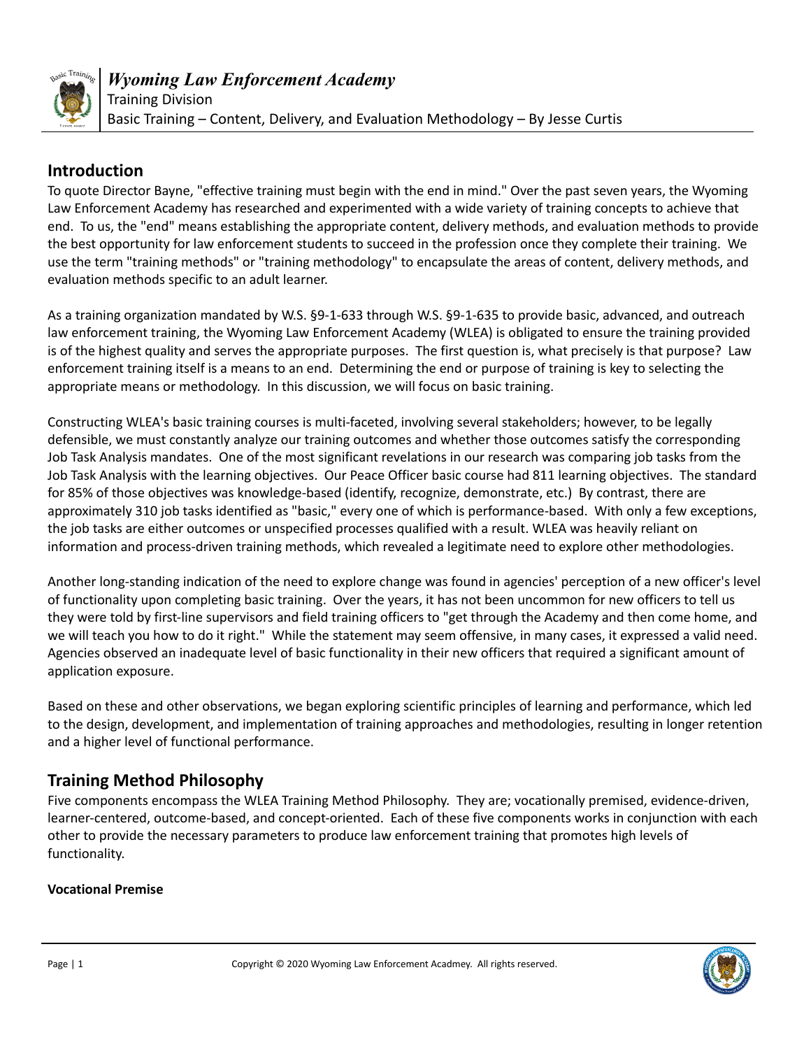# Wyoming Law Enforcement Academy

Training Division

Basic Training – Content, Delivery, and Evaluation Methodology – By Jesse Curtis

## Introduction

To quote Director Bayne, "effective training must begin with the end in mind." Over the past seven years, the Wyoming Law Enforcement Academy has researched and experimented with a wide variety of training concepts to achieve that end. To us, the "end" means establishing the appropriate content, delivery methods, and evaluation methods to provide the best opportunity for law enforcement students to succeed in the profession once they complete their training. We use the term "training methods" or "training methodology" to encapsulate the areas of content, delivery methods, and evaluation methods specific to an adult learner.

As a training organization mandated by W.S. §9-1-633 through W.S. §9-1-635 to provide basic, advanced, and outreach law enforcement training, the Wyoming Law Enforcement Academy (WLEA) is obligated to ensure the training provided is of the highest quality and serves the appropriate purposes. The first question is, what precisely is that purpose? Law enforcement training itself is a means to an end. Determining the end or purpose of training is key to selecting the appropriate means or methodology. In this discussion, we will focus on basic training.

Constructing WLEA's basic training courses is multi-faceted, involving several stakeholders; however, to be legally defensible, we must constantly analyze our training outcomes and whether those outcomes satisfy the corresponding Job Task Analysis mandates. One of the most significant revelations in our research was comparing job tasks from the Job Task Analysis with the learning objectives. Our Peace Officer basic course had 811 learning objectives. The standard for 85% of those objectives was knowledge-based (identify, recognize, demonstrate, etc.) By contrast, there are approximately 310 job tasks identified as "basic," every one of which is performance-based. With only a few exceptions, the job tasks are either outcomes or unspecified processes qualified with a result. WLEA was heavily reliant on information and process-driven training methods, which revealed a legitimate need to explore other methodologies.

Another long-standing indication of the need to explore change was found in agencies' perception of a new officer's level of functionality upon completing basic training. Over the years, it has not been uncommon for new officers to tell us they were told by first-line supervisors and field training officers to "get through the Academy and then come home, and we will teach you how to do it right." While the statement may seem offensive, in many cases, it expressed a valid need. Agencies observed an inadequate level of basic functionality in their new officers that required a significant amount of application exposure.

Based on these and other observations, we began exploring scientific principles of learning and performance, which led to the design, development, and implementation of training approaches and methodologies, resulting in longer retention and a higher level of functional performance.

## Training Method Philosophy

Five components encompass the WLEA Training Method Philosophy. They are; vocationally premised, evidence-driven, learner-centered, outcome-based, and concept-oriented. Each of these five components works in conjunction with each other to provide the necessary parameters to produce law enforcement training that promotes high levels of functionality.

### Vocational Premise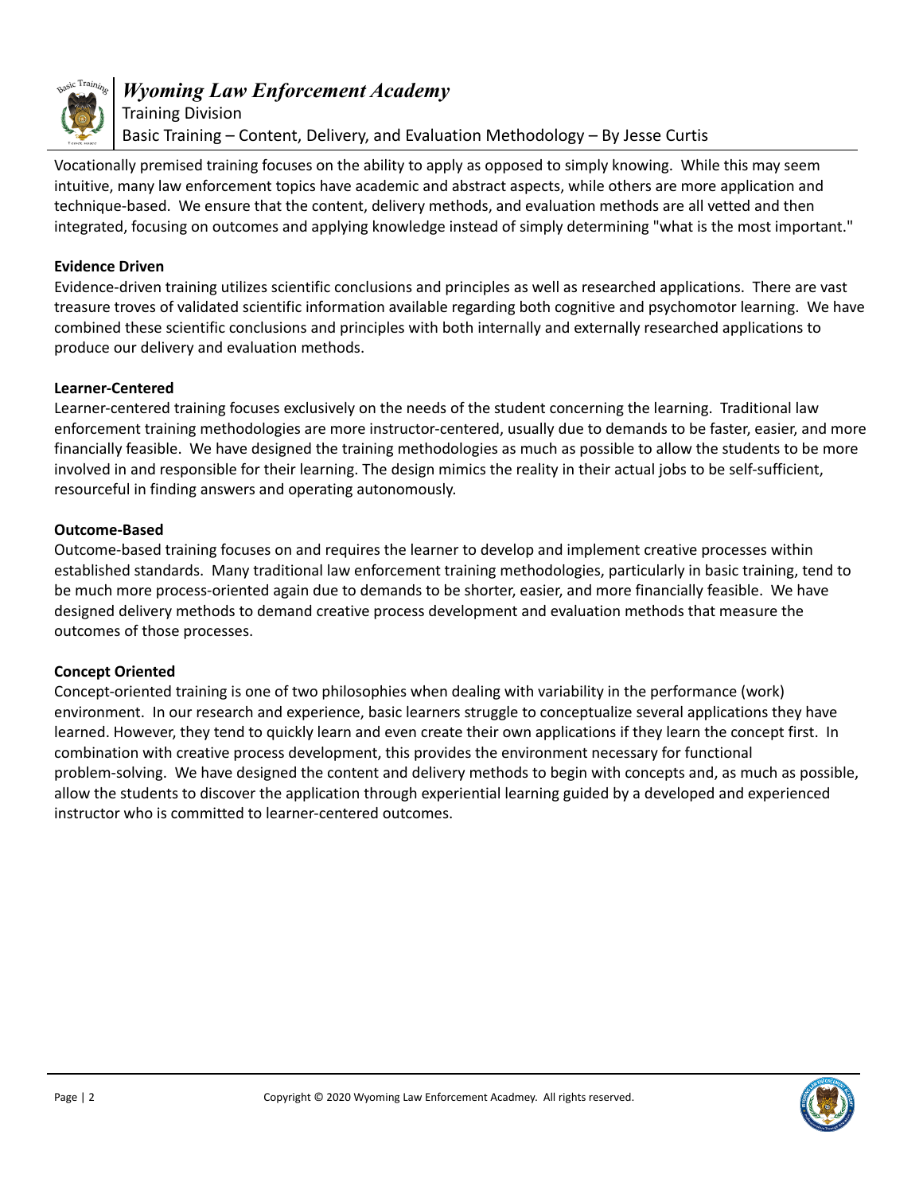Vocationally premised training focuses on the ability to apply as opposed to simply knowing. While this may seem intuitive, many law enforcement topics have academic and abstract aspects, while others are more application and technique-based. We ensure that the content, delivery methods, and evaluation methods are all vetted and then integrated, focusing on outcomes and applying knowledge instead of simply determining "what is the most important."

**Evidence Driven**

Evidence-driven training utilizes scientific conclusions and principles as well as researched applications. There are vast treasure troves of validated scientific information available regarding both cognitive and psychomotor learning. We have combined these scientific conclusions and principles with both internally and externally researched applications to produce our delivery and evaluation methods.

**Learner-Centered**

Learner-centered training focuses exclusively on the needs of the student concerning the learning. Traditional law enforcement training methodologies are more instructor-centered, usually due to demands to be faster, easier, and more financially feasible. We have designed the training methodologies as much as possible to allow the students to be more involved in and responsible for their learning. The design mimics the reality in their actual jobs to be self-sufficient, resourceful in finding answers and operating autonomously.

**Outcome-Based**

Outcome-based training focuses on and requires the learner to develop and implement creative processes within established standards. Many traditional law enforcement training methodologies, particularly in basic training, tend to be much more process-oriented again due to demands to be shorter, easier, and more financially feasible. We have designed delivery methods to demand creative process development and evaluation methods that measure the outcomes of those processes.

**Concept Oriented**

Concept-oriented training is one of two philosophies when dealing with variability in the performance (work) environment. In our research and experience, basic learners struggle to conceptualize several applications they have learned. However, they tend to quickly learn and even create their own applications if they learn the concept first. In combination with creative process development, this provides the environment necessary for functional problem-solving. We have designed the content and delivery methods to begin with concepts and, as much as possible, allow the students to discover the application through experiential learning guided by a developed and experienced instructor who is committed to learner-centered outcomes.